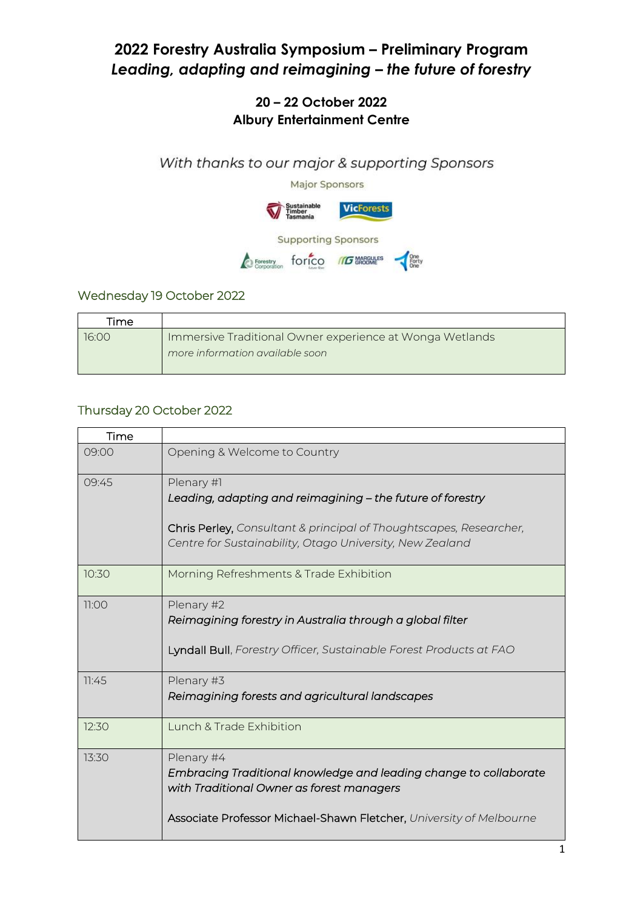# 2022 Forestry Australia Symposium – Preliminary Program

## *Leading, adapting and reimagining – the future of forestry*

### 20 – 22 October 2022
### Albury Entertainment Centre

*With thanks to our major & supporting Sponsors*

Major Sponsors

Supporting Sponsors

## Wednesday 19 October 2022

| Time | |
|---|---|
| 16:00 | Immersive Traditional Owner experience at Wonga Wetlands<br>*more information available soon* |

## Thursday 20 October 2022

| Time | |
|---|---|
| 09:00 | Opening & Welcome to Country |
| 09:45 | Plenary #1<br>***Leading, adapting and reimagining – the future of forestry***<br><br>Chris Perley, *Consultant & principal of Thoughtscapes, Researcher, Centre for Sustainability, Otago University, New Zealand* |
| 10:30 | Morning Refreshments & Trade Exhibition |
| 11:00 | Plenary #2<br>***Reimagining forestry in Australia through a global filter***<br><br>Lyndall Bull, *Forestry Officer, Sustainable Forest Products at FAO* |
| 11:45 | Plenary #3<br>***Reimagining forests and agricultural landscapes*** |
| 12:30 | Lunch & Trade Exhibition |
| 13:30 | Plenary #4<br>***Embracing Traditional knowledge and leading change to collaborate with Traditional Owner as forest managers***<br><br>Associate Professor Michael-Shawn Fletcher, *University of Melbourne* |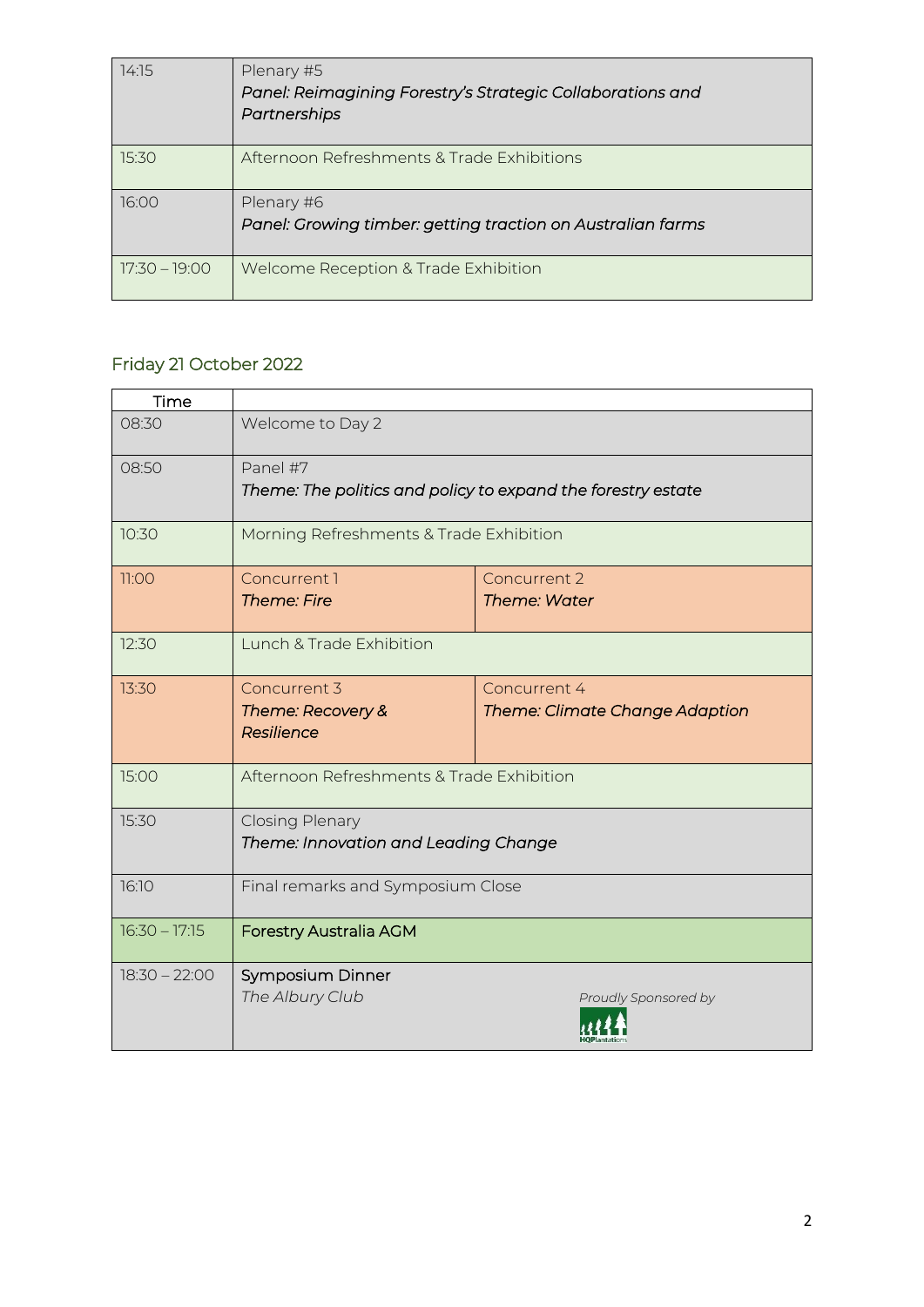| | |
|---|---|
| 14:15 | Plenary #5<br>*Panel: Reimagining Forestry's Strategic Collaborations and Partnerships* |
| 15:30 | Afternoon Refreshments & Trade Exhibitions |
| 16:00 | Plenary #6<br>*Panel: Growing timber: getting traction on Australian farms* |
| 17:30 – 19:00 | Welcome Reception & Trade Exhibition |

## Friday 21 October 2022

| Time | | |
|---|---|---|
| 08:30 | Welcome to Day 2 | |
| 08:50 | Panel #7<br>*Theme: The politics and policy to expand the forestry estate* | |
| 10:30 | Morning Refreshments & Trade Exhibition | |
| 11:00 | Concurrent 1<br>*Theme: Fire* | Concurrent 2<br>*Theme: Water* |
| 12:30 | Lunch & Trade Exhibition | |
| 13:30 | Concurrent 3<br>*Theme: Recovery & Resilience* | Concurrent 4<br>*Theme: Climate Change Adaption* |
| 15:00 | Afternoon Refreshments & Trade Exhibition | |
| 15:30 | Closing Plenary<br>*Theme: Innovation and Leading Change* | |
| 16:10 | Final remarks and Symposium Close | |
| 16:30 – 17:15 | Forestry Australia AGM | |
| 18:30 – 22:00 | Symposium Dinner<br>*The Albury Club* | *Proudly Sponsored by*<br>HQPlantations |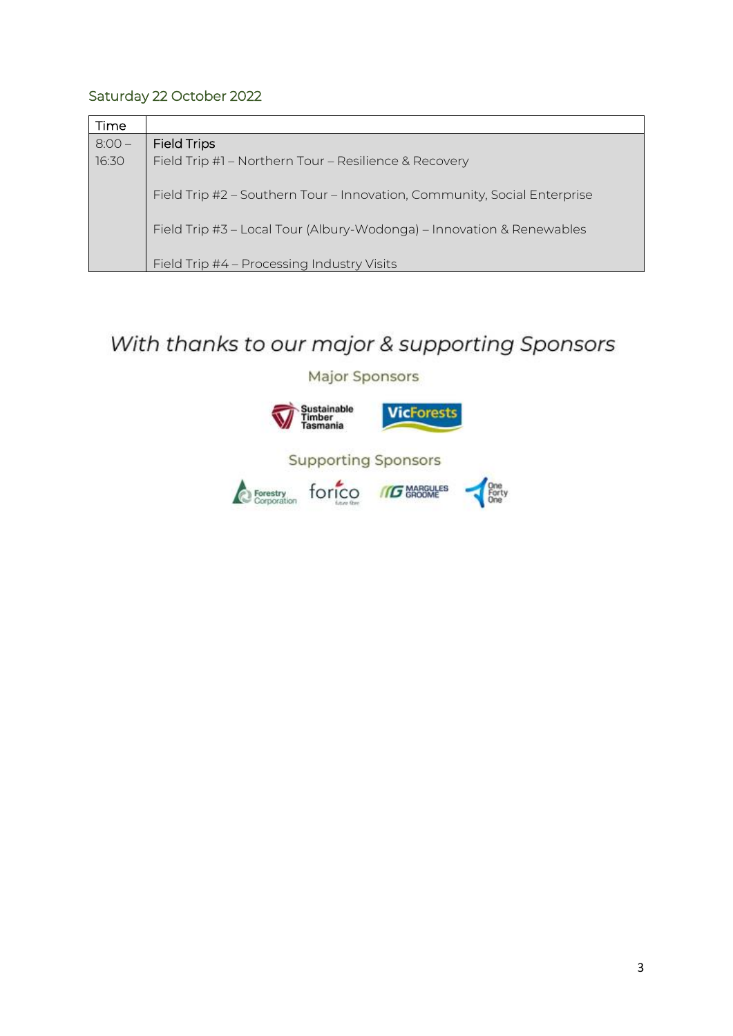### Saturday 22 October 2022

| Time | |
|---|---|
| 8:00 – 16:30 | Field Trips<br>Field Trip #1 – Northern Tour – Resilience & Recovery<br><br>Field Trip #2 – Southern Tour – Innovation, Community, Social Enterprise<br><br>Field Trip #3 – Local Tour (Albury-Wodonga) – Innovation & Renewables<br><br>Field Trip #4 – Processing Industry Visits |

## *With thanks to our major & supporting Sponsors*

### Major Sponsors

Sustainable Timber Tasmania

VicForests

### Supporting Sponsors

Forestry Corporation

forico

MARGULES GROOME

One Forty One